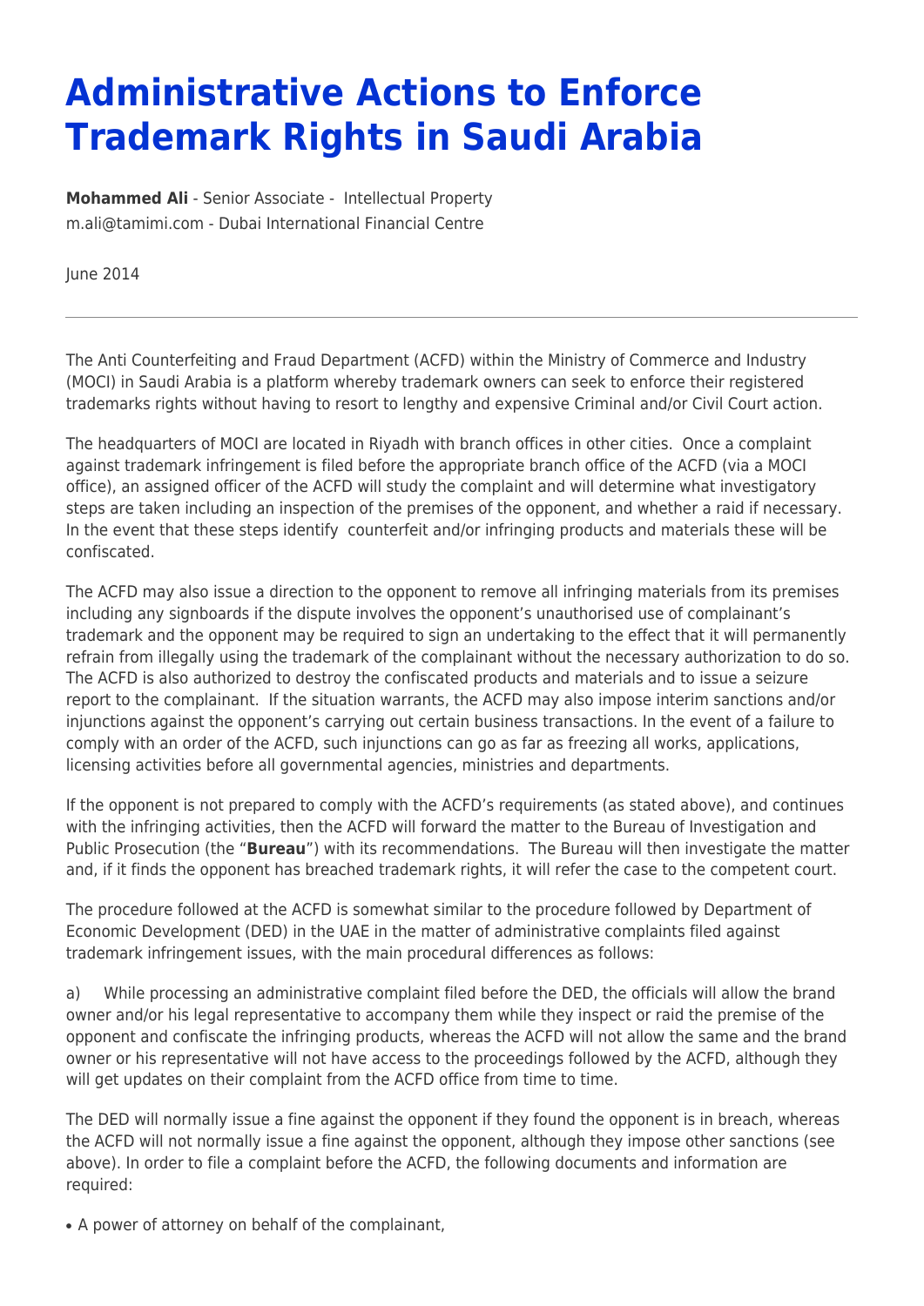# Administrative Actions to Enforce Trademark Rights in Saudi Arabia

**Mohammed Ali** - Senior Associate - Intellectual Property
m.ali@tamimi.com - Dubai International Financial Centre

June 2014

---

The Anti Counterfeiting and Fraud Department (ACFD) within the Ministry of Commerce and Industry (MOCI) in Saudi Arabia is a platform whereby trademark owners can seek to enforce their registered trademarks rights without having to resort to lengthy and expensive Criminal and/or Civil Court action.

The headquarters of MOCI are located in Riyadh with branch offices in other cities. Once a complaint against trademark infringement is filed before the appropriate branch office of the ACFD (via a MOCI office), an assigned officer of the ACFD will study the complaint and will determine what investigatory steps are taken including an inspection of the premises of the opponent, and whether a raid if necessary. In the event that these steps identify counterfeit and/or infringing products and materials these will be confiscated.

The ACFD may also issue a direction to the opponent to remove all infringing materials from its premises including any signboards if the dispute involves the opponent's unauthorised use of complainant's trademark and the opponent may be required to sign an undertaking to the effect that it will permanently refrain from illegally using the trademark of the complainant without the necessary authorization to do so. The ACFD is also authorized to destroy the confiscated products and materials and to issue a seizure report to the complainant. If the situation warrants, the ACFD may also impose interim sanctions and/or injunctions against the opponent's carrying out certain business transactions. In the event of a failure to comply with an order of the ACFD, such injunctions can go as far as freezing all works, applications, licensing activities before all governmental agencies, ministries and departments.

If the opponent is not prepared to comply with the ACFD's requirements (as stated above), and continues with the infringing activities, then the ACFD will forward the matter to the Bureau of Investigation and Public Prosecution (the "**Bureau**") with its recommendations. The Bureau will then investigate the matter and, if it finds the opponent has breached trademark rights, it will refer the case to the competent court.

The procedure followed at the ACFD is somewhat similar to the procedure followed by Department of Economic Development (DED) in the UAE in the matter of administrative complaints filed against trademark infringement issues, with the main procedural differences as follows:

a) While processing an administrative complaint filed before the DED, the officials will allow the brand owner and/or his legal representative to accompany them while they inspect or raid the premise of the opponent and confiscate the infringing products, whereas the ACFD will not allow the same and the brand owner or his representative will not have access to the proceedings followed by the ACFD, although they will get updates on their complaint from the ACFD office from time to time.

The DED will normally issue a fine against the opponent if they found the opponent is in breach, whereas the ACFD will not normally issue a fine against the opponent, although they impose other sanctions (see above). In order to file a complaint before the ACFD, the following documents and information are required:

- A power of attorney on behalf of the complainant,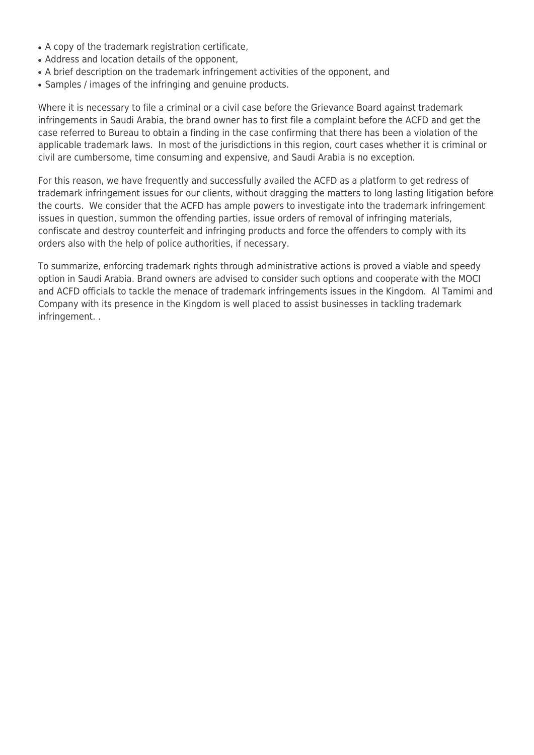- A copy of the trademark registration certificate,
- Address and location details of the opponent,
- A brief description on the trademark infringement activities of the opponent, and
- Samples / images of the infringing and genuine products.

Where it is necessary to file a criminal or a civil case before the Grievance Board against trademark infringements in Saudi Arabia, the brand owner has to first file a complaint before the ACFD and get the case referred to Bureau to obtain a finding in the case confirming that there has been a violation of the applicable trademark laws.  In most of the jurisdictions in this region, court cases whether it is criminal or civil are cumbersome, time consuming and expensive, and Saudi Arabia is no exception.

For this reason, we have frequently and successfully availed the ACFD as a platform to get redress of trademark infringement issues for our clients, without dragging the matters to long lasting litigation before the courts.  We consider that the ACFD has ample powers to investigate into the trademark infringement issues in question, summon the offending parties, issue orders of removal of infringing materials, confiscate and destroy counterfeit and infringing products and force the offenders to comply with its orders also with the help of police authorities, if necessary.

To summarize, enforcing trademark rights through administrative actions is proved a viable and speedy option in Saudi Arabia. Brand owners are advised to consider such options and cooperate with the MOCI and ACFD officials to tackle the menace of trademark infringements issues in the Kingdom.  Al Tamimi and Company with its presence in the Kingdom is well placed to assist businesses in tackling trademark infringement. .